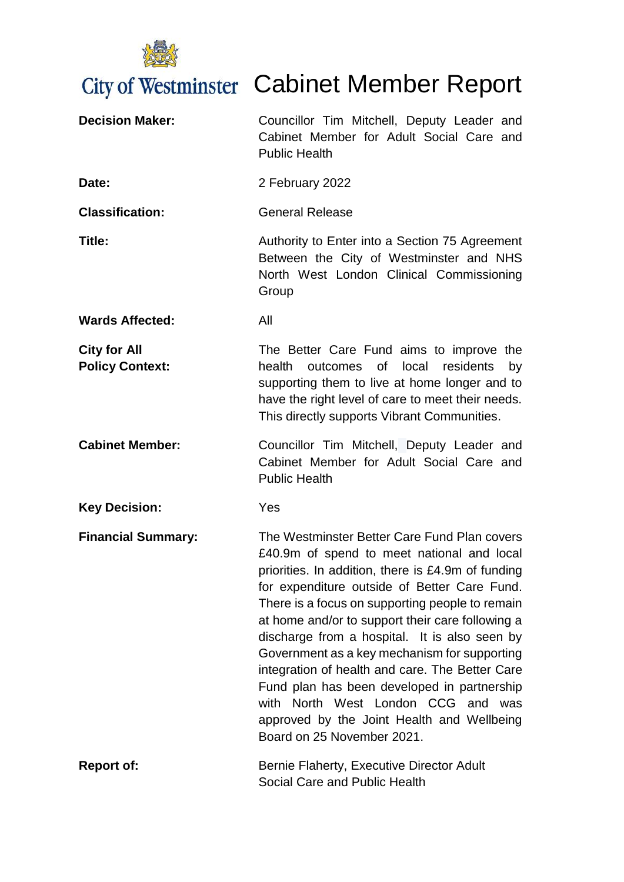City of Westminster

# Cabinet Member Report

| | |
|---|---|
| **Decision Maker:** | Councillor Tim Mitchell, Deputy Leader and Cabinet Member for Adult Social Care and Public Health |
| **Date:** | 2 February 2022 |
| **Classification:** | General Release |
| **Title:** | Authority to Enter into a Section 75 Agreement Between the City of Westminster and NHS North West London Clinical Commissioning Group |
| **Wards Affected:** | All |
| **City for All Policy Context:** | The Better Care Fund aims to improve the health outcomes of local residents by supporting them to live at home longer and to have the right level of care to meet their needs. This directly supports Vibrant Communities. |
| **Cabinet Member:** | Councillor Tim Mitchell, Deputy Leader and Cabinet Member for Adult Social Care and Public Health |
| **Key Decision:** | Yes |
| **Financial Summary:** | The Westminster Better Care Fund Plan covers £40.9m of spend to meet national and local priorities. In addition, there is £4.9m of funding for expenditure outside of Better Care Fund. There is a focus on supporting people to remain at home and/or to support their care following a discharge from a hospital. It is also seen by Government as a key mechanism for supporting integration of health and care. The Better Care Fund plan has been developed in partnership with North West London CCG and was approved by the Joint Health and Wellbeing Board on 25 November 2021. |
| **Report of:** | Bernie Flaherty, Executive Director Adult Social Care and Public Health |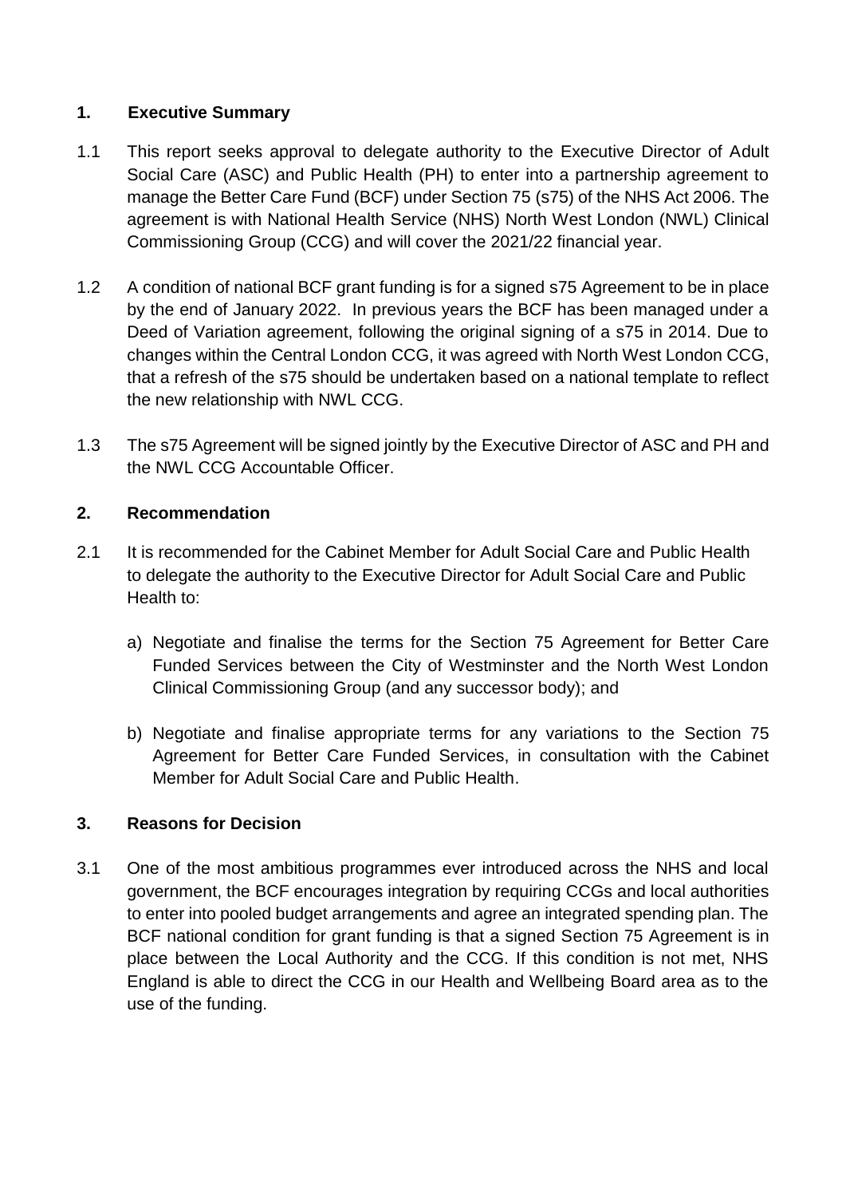## 1. Executive Summary

1.1 This report seeks approval to delegate authority to the Executive Director of Adult Social Care (ASC) and Public Health (PH) to enter into a partnership agreement to manage the Better Care Fund (BCF) under Section 75 (s75) of the NHS Act 2006. The agreement is with National Health Service (NHS) North West London (NWL) Clinical Commissioning Group (CCG) and will cover the 2021/22 financial year.

1.2 A condition of national BCF grant funding is for a signed s75 Agreement to be in place by the end of January 2022. In previous years the BCF has been managed under a Deed of Variation agreement, following the original signing of a s75 in 2014. Due to changes within the Central London CCG, it was agreed with North West London CCG, that a refresh of the s75 should be undertaken based on a national template to reflect the new relationship with NWL CCG.

1.3 The s75 Agreement will be signed jointly by the Executive Director of ASC and PH and the NWL CCG Accountable Officer.

## 2. Recommendation

2.1 It is recommended for the Cabinet Member for Adult Social Care and Public Health to delegate the authority to the Executive Director for Adult Social Care and Public Health to:

a) Negotiate and finalise the terms for the Section 75 Agreement for Better Care Funded Services between the City of Westminster and the North West London Clinical Commissioning Group (and any successor body); and

b) Negotiate and finalise appropriate terms for any variations to the Section 75 Agreement for Better Care Funded Services, in consultation with the Cabinet Member for Adult Social Care and Public Health.

## 3. Reasons for Decision

3.1 One of the most ambitious programmes ever introduced across the NHS and local government, the BCF encourages integration by requiring CCGs and local authorities to enter into pooled budget arrangements and agree an integrated spending plan. The BCF national condition for grant funding is that a signed Section 75 Agreement is in place between the Local Authority and the CCG. If this condition is not met, NHS England is able to direct the CCG in our Health and Wellbeing Board area as to the use of the funding.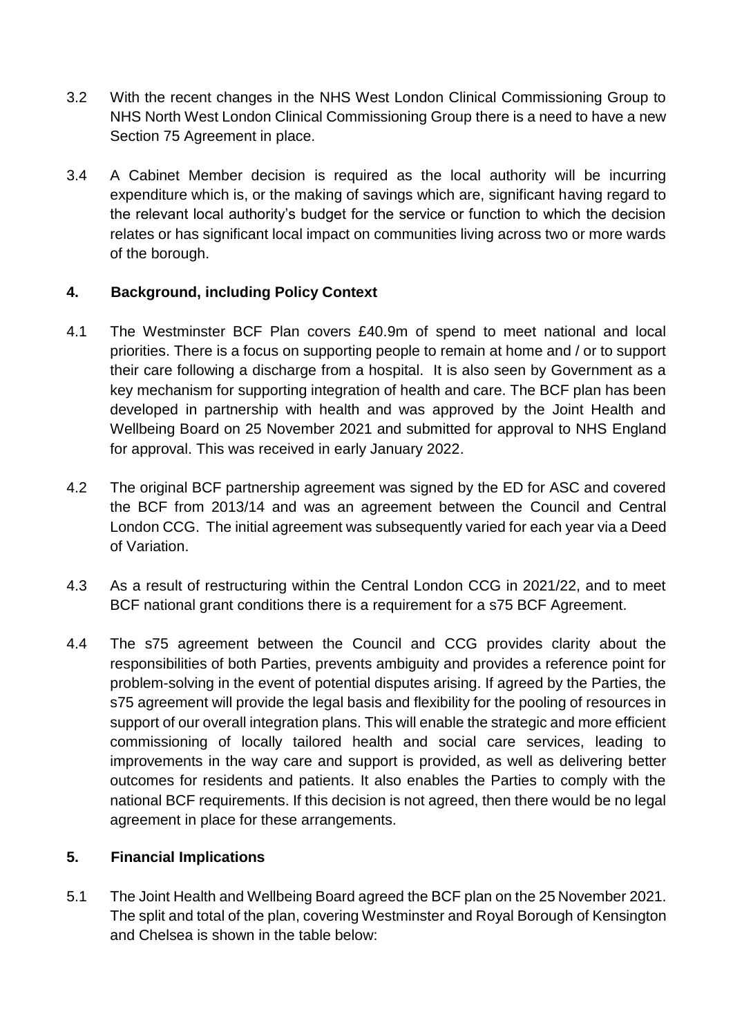3.2 With the recent changes in the NHS West London Clinical Commissioning Group to NHS North West London Clinical Commissioning Group there is a need to have a new Section 75 Agreement in place.

3.4 A Cabinet Member decision is required as the local authority will be incurring expenditure which is, or the making of savings which are, significant having regard to the relevant local authority's budget for the service or function to which the decision relates or has significant local impact on communities living across two or more wards of the borough.

## 4. Background, including Policy Context

4.1 The Westminster BCF Plan covers £40.9m of spend to meet national and local priorities. There is a focus on supporting people to remain at home and / or to support their care following a discharge from a hospital. It is also seen by Government as a key mechanism for supporting integration of health and care. The BCF plan has been developed in partnership with health and was approved by the Joint Health and Wellbeing Board on 25 November 2021 and submitted for approval to NHS England for approval. This was received in early January 2022.

4.2 The original BCF partnership agreement was signed by the ED for ASC and covered the BCF from 2013/14 and was an agreement between the Council and Central London CCG. The initial agreement was subsequently varied for each year via a Deed of Variation.

4.3 As a result of restructuring within the Central London CCG in 2021/22, and to meet BCF national grant conditions there is a requirement for a s75 BCF Agreement.

4.4 The s75 agreement between the Council and CCG provides clarity about the responsibilities of both Parties, prevents ambiguity and provides a reference point for problem-solving in the event of potential disputes arising. If agreed by the Parties, the s75 agreement will provide the legal basis and flexibility for the pooling of resources in support of our overall integration plans. This will enable the strategic and more efficient commissioning of locally tailored health and social care services, leading to improvements in the way care and support is provided, as well as delivering better outcomes for residents and patients. It also enables the Parties to comply with the national BCF requirements. If this decision is not agreed, then there would be no legal agreement in place for these arrangements.

## 5. Financial Implications

5.1 The Joint Health and Wellbeing Board agreed the BCF plan on the 25 November 2021. The split and total of the plan, covering Westminster and Royal Borough of Kensington and Chelsea is shown in the table below: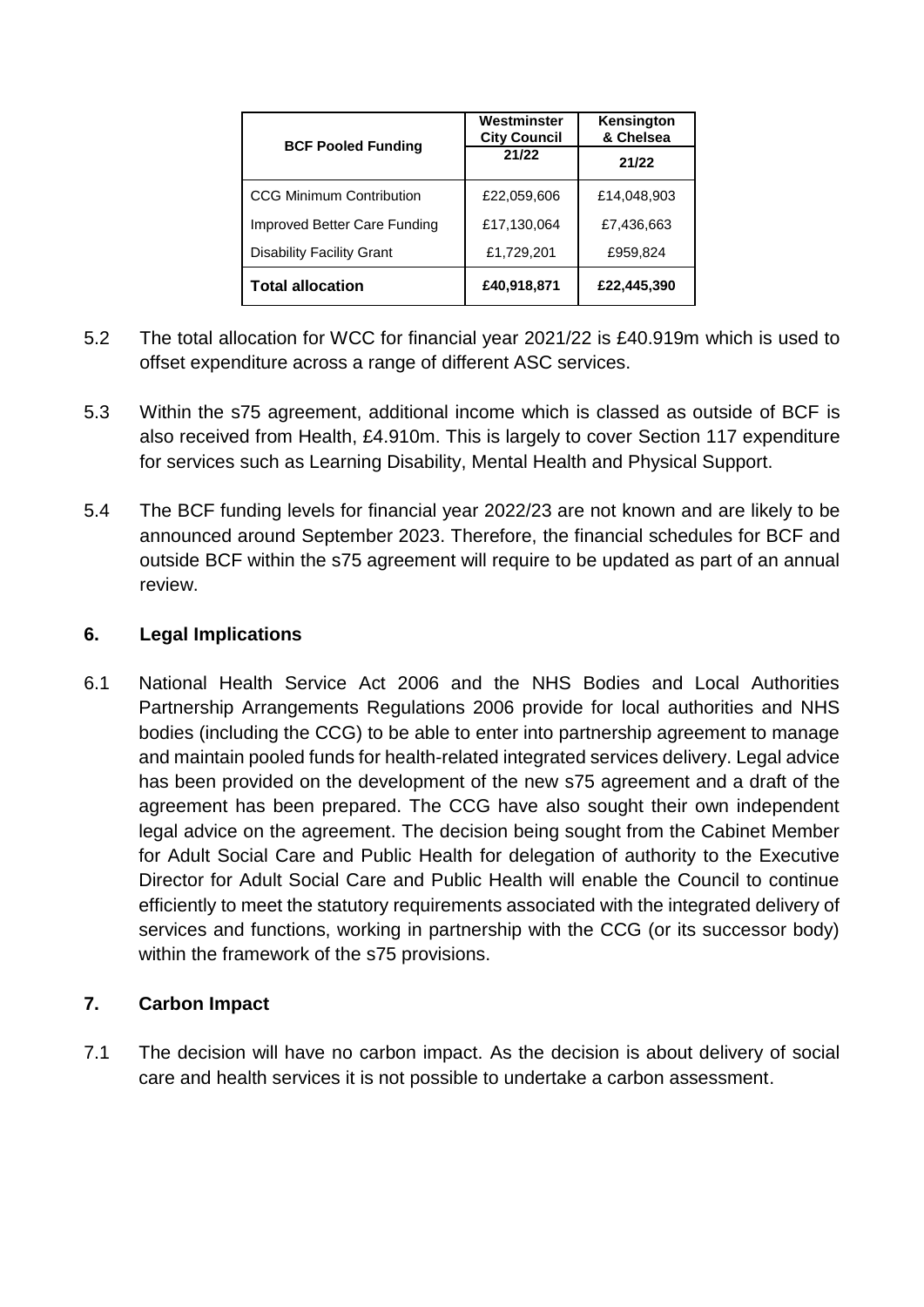| BCF Pooled Funding | Westminster City Council 21/22 | Kensington & Chelsea 21/22 |
|---|---|---|
| CCG Minimum Contribution | £22,059,606 | £14,048,903 |
| Improved Better Care Funding | £17,130,064 | £7,436,663 |
| Disability Facility Grant | £1,729,201 | £959,824 |
| **Total allocation** | **£40,918,871** | **£22,445,390** |

5.2 The total allocation for WCC for financial year 2021/22 is £40.919m which is used to offset expenditure across a range of different ASC services.

5.3 Within the s75 agreement, additional income which is classed as outside of BCF is also received from Health, £4.910m. This is largely to cover Section 117 expenditure for services such as Learning Disability, Mental Health and Physical Support.

5.4 The BCF funding levels for financial year 2022/23 are not known and are likely to be announced around September 2023. Therefore, the financial schedules for BCF and outside BCF within the s75 agreement will require to be updated as part of an annual review.

## 6. Legal Implications

6.1 National Health Service Act 2006 and the NHS Bodies and Local Authorities Partnership Arrangements Regulations 2006 provide for local authorities and NHS bodies (including the CCG) to be able to enter into partnership agreement to manage and maintain pooled funds for health-related integrated services delivery. Legal advice has been provided on the development of the new s75 agreement and a draft of the agreement has been prepared. The CCG have also sought their own independent legal advice on the agreement. The decision being sought from the Cabinet Member for Adult Social Care and Public Health for delegation of authority to the Executive Director for Adult Social Care and Public Health will enable the Council to continue efficiently to meet the statutory requirements associated with the integrated delivery of services and functions, working in partnership with the CCG (or its successor body) within the framework of the s75 provisions.

## 7. Carbon Impact

7.1 The decision will have no carbon impact. As the decision is about delivery of social care and health services it is not possible to undertake a carbon assessment.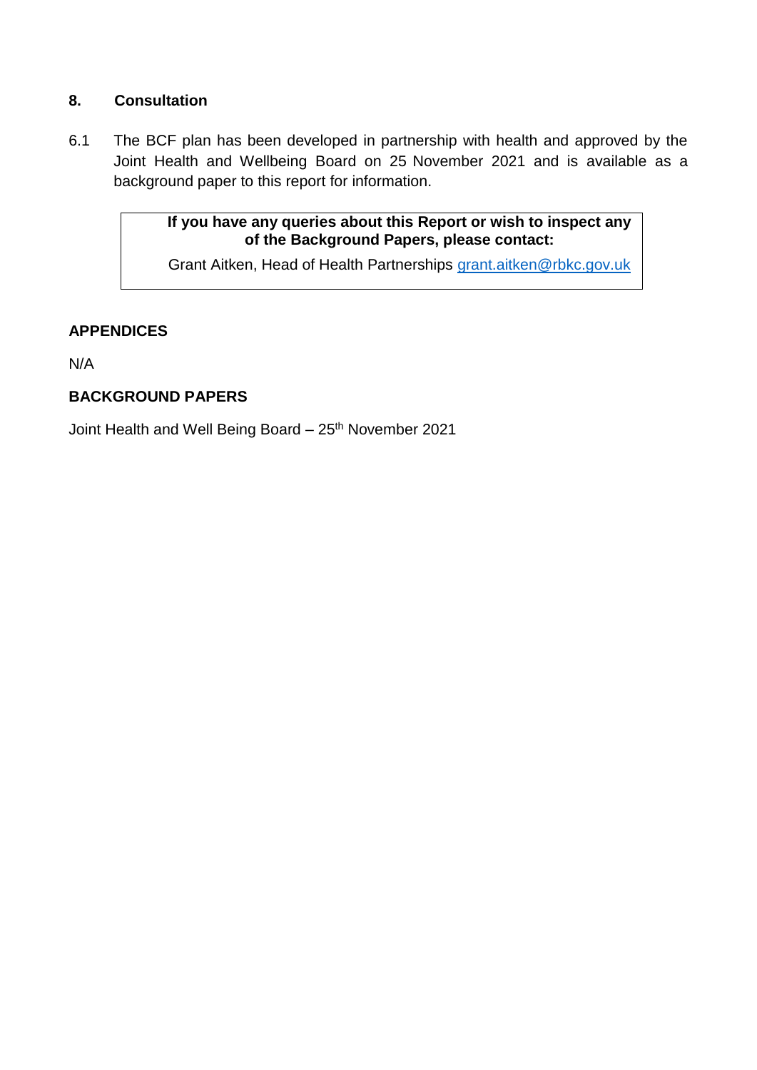## 8. Consultation

6.1 The BCF plan has been developed in partnership with health and approved by the Joint Health and Wellbeing Board on 25 November 2021 and is available as a background paper to this report for information.

> **If you have any queries about this Report or wish to inspect any of the Background Papers, please contact:**
>
> Grant Aitken, Head of Health Partnerships grant.aitken@rbkc.gov.uk

## APPENDICES

N/A

## BACKGROUND PAPERS

Joint Health and Well Being Board – 25th November 2021